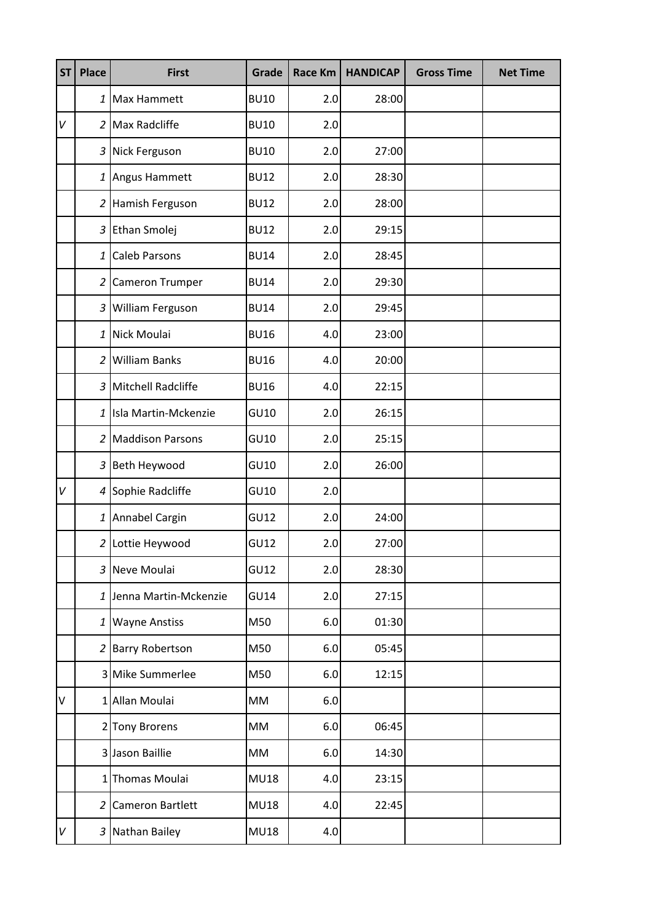| ST | Place | First | Grade | Race Km | HANDICAP | Gross Time | Net Time |
|---|---|---|---|---|---|---|---|
| | 1 | Max Hammett | BU10 | 2.0 | 28:00 | | |
| V | 2 | Max Radcliffe | BU10 | 2.0 | | | |
| | 3 | Nick Ferguson | BU10 | 2.0 | 27:00 | | |
| | 1 | Angus Hammett | BU12 | 2.0 | 28:30 | | |
| | 2 | Hamish Ferguson | BU12 | 2.0 | 28:00 | | |
| | 3 | Ethan Smolej | BU12 | 2.0 | 29:15 | | |
| | 1 | Caleb Parsons | BU14 | 2.0 | 28:45 | | |
| | 2 | Cameron Trumper | BU14 | 2.0 | 29:30 | | |
| | 3 | William Ferguson | BU14 | 2.0 | 29:45 | | |
| | 1 | Nick Moulai | BU16 | 4.0 | 23:00 | | |
| | 2 | William Banks | BU16 | 4.0 | 20:00 | | |
| | 3 | Mitchell Radcliffe | BU16 | 4.0 | 22:15 | | |
| | 1 | Isla Martin-Mckenzie | GU10 | 2.0 | 26:15 | | |
| | 2 | Maddison Parsons | GU10 | 2.0 | 25:15 | | |
| | 3 | Beth Heywood | GU10 | 2.0 | 26:00 | | |
| V | 4 | Sophie Radcliffe | GU10 | 2.0 | | | |
| | 1 | Annabel Cargin | GU12 | 2.0 | 24:00 | | |
| | 2 | Lottie Heywood | GU12 | 2.0 | 27:00 | | |
| | 3 | Neve Moulai | GU12 | 2.0 | 28:30 | | |
| | 1 | Jenna Martin-Mckenzie | GU14 | 2.0 | 27:15 | | |
| | 1 | Wayne Anstiss | M50 | 6.0 | 01:30 | | |
| | 2 | Barry Robertson | M50 | 6.0 | 05:45 | | |
| | 3 | Mike Summerlee | M50 | 6.0 | 12:15 | | |
| V | 1 | Allan Moulai | MM | 6.0 | | | |
| | 2 | Tony Brorens | MM | 6.0 | 06:45 | | |
| | 3 | Jason Baillie | MM | 6.0 | 14:30 | | |
| | 1 | Thomas Moulai | MU18 | 4.0 | 23:15 | | |
| | 2 | Cameron Bartlett | MU18 | 4.0 | 22:45 | | |
| V | 3 | Nathan Bailey | MU18 | 4.0 | | | |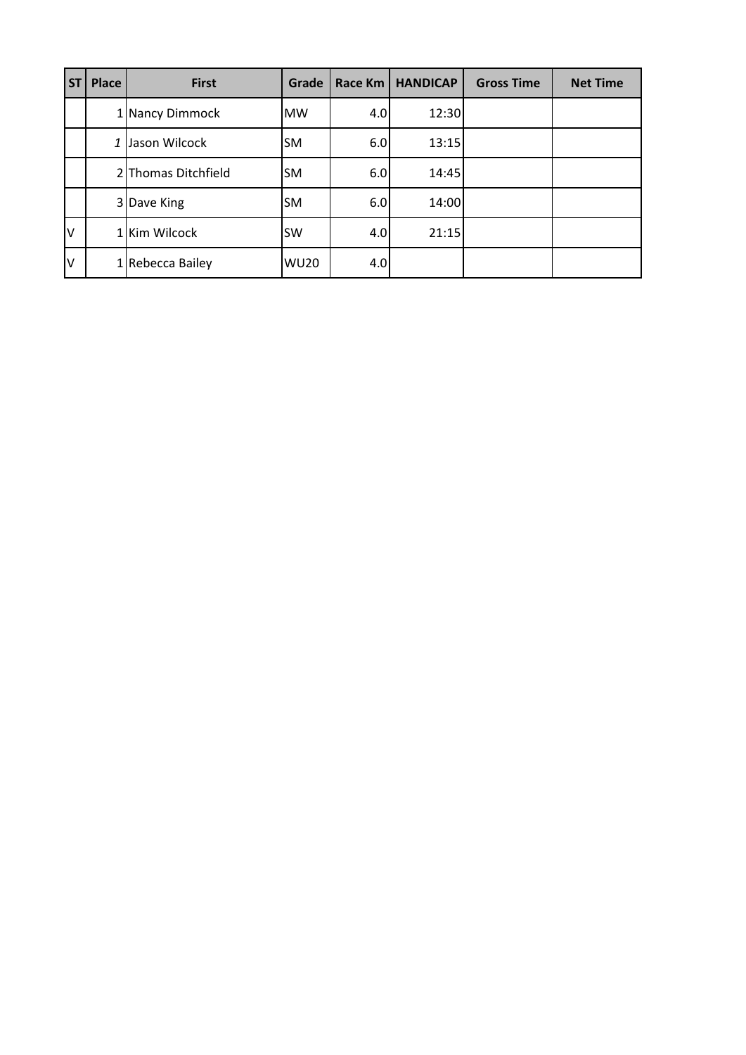| ST | Place | First | Grade | Race Km | HANDICAP | Gross Time | Net Time |
|---|---|---|---|---|---|---|---|
| | 1 | Nancy Dimmock | MW | 4.0 | 12:30 | | |
| | *1* | Jason Wilcock | SM | 6.0 | 13:15 | | |
| | 2 | Thomas Ditchfield | SM | 6.0 | 14:45 | | |
| | 3 | Dave King | SM | 6.0 | 14:00 | | |
| V | 1 | Kim Wilcock | SW | 4.0 | 21:15 | | |
| V | 1 | Rebecca Bailey | WU20 | 4.0 | | | |